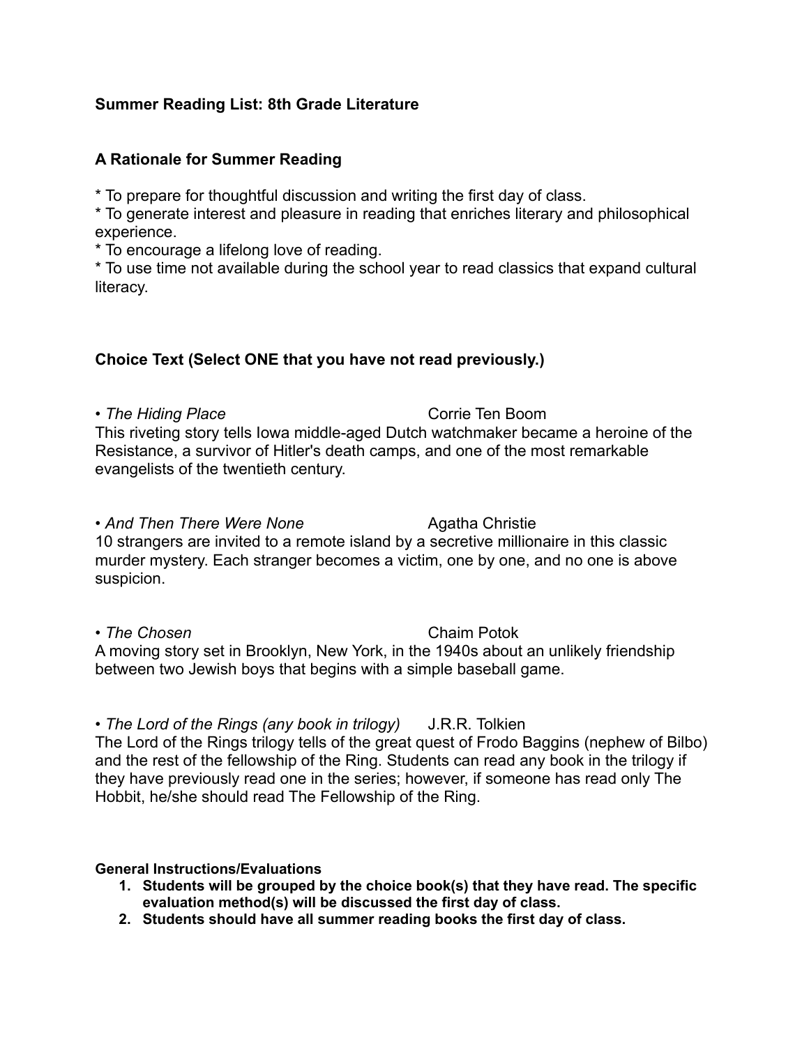**Summary Reading List: 8th Grade Literature**

**A Rationale for Summer Reading**

* To prepare for thoughtful discussion and writing the first day of class.
* To generate interest and pleasure in reading that enriches literary and philosophical experience.
* To encourage a lifelong love of reading.
* To use time not available during the school year to read classics that expand cultural literacy.

**Choice Text (Select ONE that you have not read previously.)**

• *The Hiding Place* — Corrie Ten Boom
This riveting story tells Iowa middle-aged Dutch watchmaker became a heroine of the Resistance, a survivor of Hitler's death camps, and one of the most remarkable evangelists of the twentieth century.

• *And Then There Were None* — Agatha Christie
10 strangers are invited to a remote island by a secretive millionaire in this classic murder mystery. Each stranger becomes a victim, one by one, and no one is above suspicion.

• *The Chosen* — Chaim Potok
A moving story set in Brooklyn, New York, in the 1940s about an unlikely friendship between two Jewish boys that begins with a simple baseball game.

• *The Lord of the Rings (any book in trilogy)* — J.R.R. Tolkien
The Lord of the Rings trilogy tells of the great quest of Frodo Baggins (nephew of Bilbo) and the rest of the fellowship of the Ring. Students can read any book in the trilogy if they have previously read one in the series; however, if someone has read only The Hobbit, he/she should read The Fellowship of the Ring.

**General Instructions/Evaluations**

1. **Students will be grouped by the choice book(s) that they have read. The specific evaluation method(s) will be discussed the first day of class.**
2. **Students should have all summer reading books the first day of class.**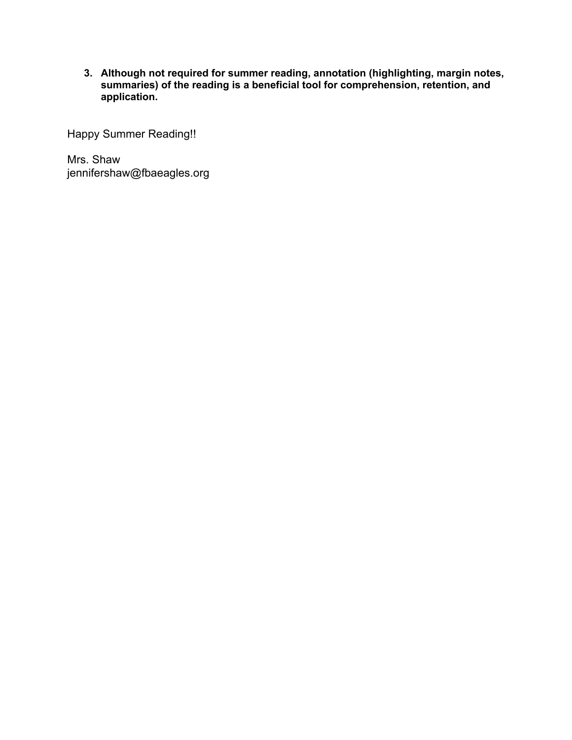3. **Although not required for summer reading, annotation (highlighting, margin notes, summaries) of the reading is a beneficial tool for comprehension, retention, and application.**

Happy Summer Reading!!

Mrs. Shaw
jennifershaw@fbaeagles.org